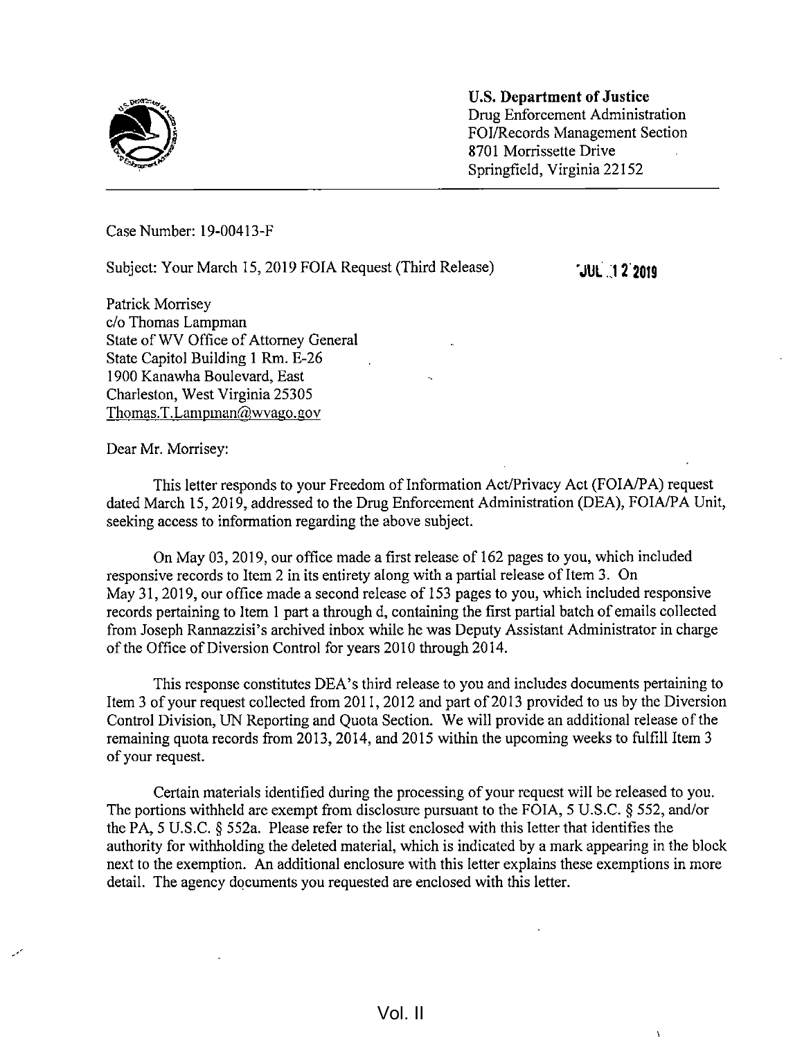**U.S. Department of Justice**
Drug Enforcement Administration
FOI/Records Management Section
8701 Morrissette Drive
Springfield, Virginia 22152

Case Number: 19-00413-F

Subject: Your March 15, 2019 FOIA Request (Third Release)

JUL 12 2019

Patrick Morrisey
c/o Thomas Lampman
State of WV Office of Attorney General
State Capitol Building 1 Rm. E-26
1900 Kanawha Boulevard, East
Charleston, West Virginia 25305
Thomas.T.Lampman@wvago.gov

Dear Mr. Morrisey:

This letter responds to your Freedom of Information Act/Privacy Act (FOIA/PA) request dated March 15, 2019, addressed to the Drug Enforcement Administration (DEA), FOIA/PA Unit, seeking access to information regarding the above subject.

On May 03, 2019, our office made a first release of 162 pages to you, which included responsive records to Item 2 in its entirety along with a partial release of Item 3. On May 31, 2019, our office made a second release of 153 pages to you, which included responsive records pertaining to Item 1 part a through d, containing the first partial batch of emails collected from Joseph Rannazzisi's archived inbox while he was Deputy Assistant Administrator in charge of the Office of Diversion Control for years 2010 through 2014.

This response constitutes DEA's third release to you and includes documents pertaining to Item 3 of your request collected from 2011, 2012 and part of 2013 provided to us by the Diversion Control Division, UN Reporting and Quota Section. We will provide an additional release of the remaining quota records from 2013, 2014, and 2015 within the upcoming weeks to fulfill Item 3 of your request.

Certain materials identified during the processing of your request will be released to you. The portions withheld are exempt from disclosure pursuant to the FOIA, 5 U.S.C. § 552, and/or the PA, 5 U.S.C. § 552a. Please refer to the list enclosed with this letter that identifies the authority for withholding the deleted material, which is indicated by a mark appearing in the block next to the exemption. An additional enclosure with this letter explains these exemptions in more detail. The agency documents you requested are enclosed with this letter.

Vol. II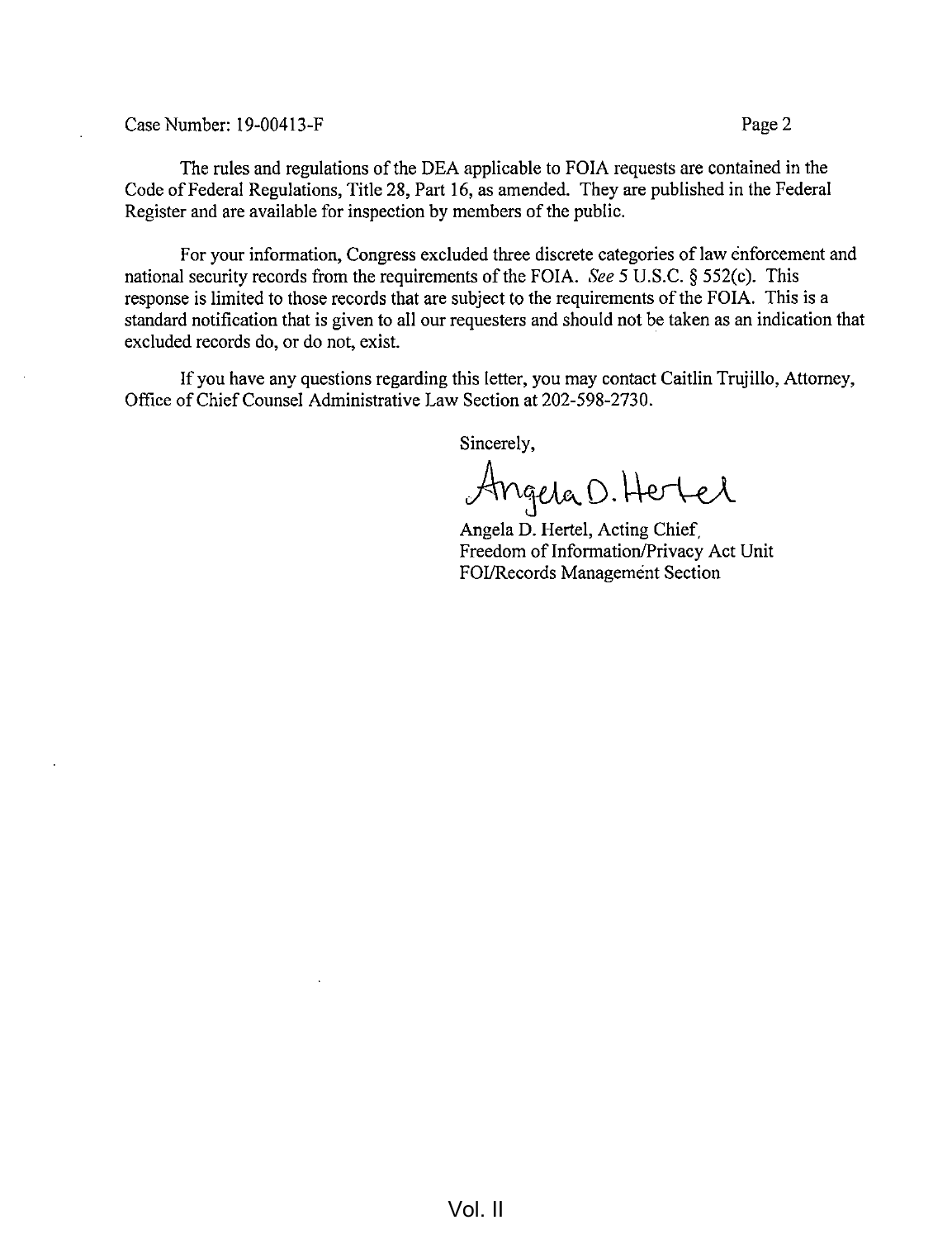Case Number: 19-00413-F

The rules and regulations of the DEA applicable to FOIA requests are contained in the Code of Federal Regulations, Title 28, Part 16, as amended. They are published in the Federal Register and are available for inspection by members of the public.

For your information, Congress excluded three discrete categories of law enforcement and national security records from the requirements of the FOIA. *See* 5 U.S.C. § 552(c). This response is limited to those records that are subject to the requirements of the FOIA. This is a standard notification that is given to all our requesters and should not be taken as an indication that excluded records do, or do not, exist.

If you have any questions regarding this letter, you may contact Caitlin Trujillo, Attorney, Office of Chief Counsel Administrative Law Section at 202-598-2730.

Sincerely,

Angela D. Hertel

Angela D. Hertel, Acting Chief,
Freedom of Information/Privacy Act Unit
FOI/Records Management Section

Vol. II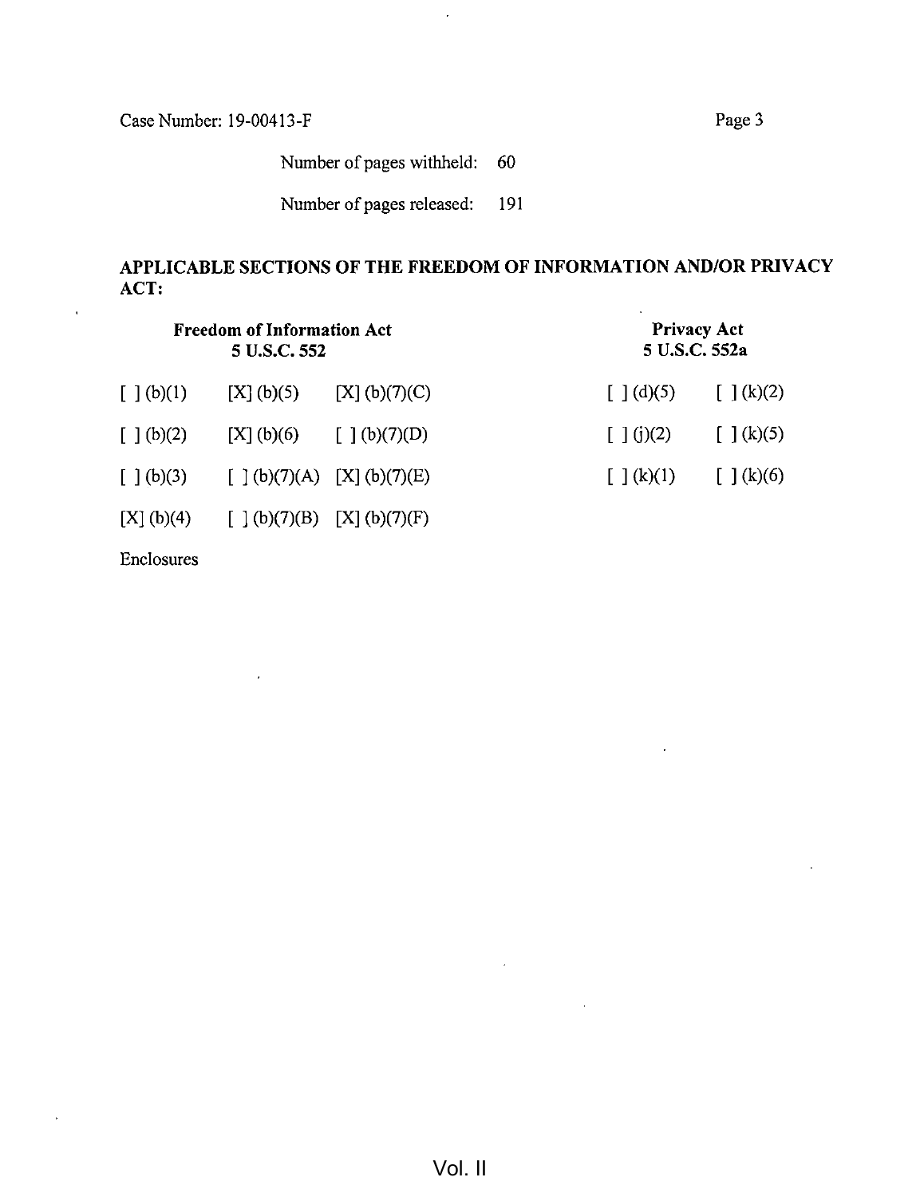Case Number: 19-00413-F

Number of pages withheld: 60

Number of pages released: 191

**APPLICABLE SECTIONS OF THE FREEDOM OF INFORMATION AND/OR PRIVACY ACT:**

| **Freedom of Information Act 5 U.S.C. 552** | | | **Privacy Act 5 U.S.C. 552a** | |
|---|---|---|---|---|
| [ ] (b)(1) | [X] (b)(5) | [X] (b)(7)(C) | [ ] (d)(5) | [ ] (k)(2) |
| [ ] (b)(2) | [X] (b)(6) | [ ] (b)(7)(D) | [ ] (j)(2) | [ ] (k)(5) |
| [ ] (b)(3) | [ ] (b)(7)(A) | [X] (b)(7)(E) | [ ] (k)(1) | [ ] (k)(6) |
| [X] (b)(4) | [ ] (b)(7)(B) | [X] (b)(7)(F) | | |

Enclosures

Vol. II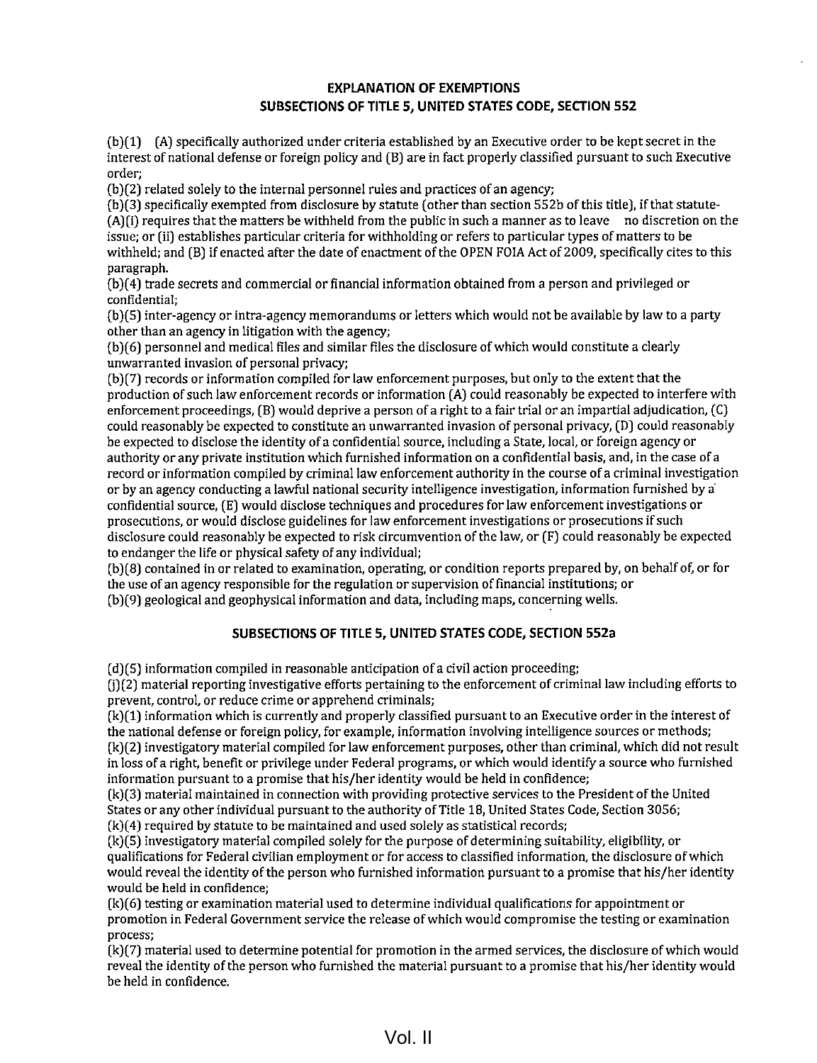## EXPLANATION OF EXEMPTIONS

## SUBSECTIONS OF TITLE 5, UNITED STATES CODE, SECTION 552

(b)(1) (A) specifically authorized under criteria established by an Executive order to be kept secret in the interest of national defense or foreign policy and (B) are in fact properly classified pursuant to such Executive order;

(b)(2) related solely to the internal personnel rules and practices of an agency;

(b)(3) specifically exempted from disclosure by statute (other than section 552b of this title), if that statute-(A)(i) requires that the matters be withheld from the public in such a manner as to leave no discretion on the issue; or (ii) establishes particular criteria for withholding or refers to particular types of matters to be withheld; and (B) if enacted after the date of enactment of the OPEN FOIA Act of 2009, specifically cites to this paragraph.

(b)(4) trade secrets and commercial or financial information obtained from a person and privileged or confidential;

(b)(5) inter-agency or intra-agency memorandums or letters which would not be available by law to a party other than an agency in litigation with the agency;

(b)(6) personnel and medical files and similar files the disclosure of which would constitute a clearly unwarranted invasion of personal privacy;

(b)(7) records or information compiled for law enforcement purposes, but only to the extent that the production of such law enforcement records or information (A) could reasonably be expected to interfere with enforcement proceedings, (B) would deprive a person of a right to a fair trial or an impartial adjudication, (C) could reasonably be expected to constitute an unwarranted invasion of personal privacy, (D) could reasonably be expected to disclose the identity of a confidential source, including a State, local, or foreign agency or authority or any private institution which furnished information on a confidential basis, and, in the case of a record or information compiled by criminal law enforcement authority in the course of a criminal investigation or by an agency conducting a lawful national security intelligence investigation, information furnished by a confidential source, (E) would disclose techniques and procedures for law enforcement investigations or prosecutions, or would disclose guidelines for law enforcement investigations or prosecutions if such disclosure could reasonably be expected to risk circumvention of the law, or (F) could reasonably be expected to endanger the life or physical safety of any individual;

(b)(8) contained in or related to examination, operating, or condition reports prepared by, on behalf of, or for the use of an agency responsible for the regulation or supervision of financial institutions; or

(b)(9) geological and geophysical information and data, including maps, concerning wells.

## SUBSECTIONS OF TITLE 5, UNITED STATES CODE, SECTION 552a

(d)(5) information compiled in reasonable anticipation of a civil action proceeding;

(j)(2) material reporting investigative efforts pertaining to the enforcement of criminal law including efforts to prevent, control, or reduce crime or apprehend criminals;

(k)(1) information which is currently and properly classified pursuant to an Executive order in the interest of the national defense or foreign policy, for example, information involving intelligence sources or methods;

(k)(2) investigatory material compiled for law enforcement purposes, other than criminal, which did not result in loss of a right, benefit or privilege under Federal programs, or which would identify a source who furnished information pursuant to a promise that his/her identity would be held in confidence;

(k)(3) material maintained in connection with providing protective services to the President of the United States or any other individual pursuant to the authority of Title 18, United States Code, Section 3056;

(k)(4) required by statute to be maintained and used solely as statistical records;

(k)(5) investigatory material compiled solely for the purpose of determining suitability, eligibility, or qualifications for Federal civilian employment or for access to classified information, the disclosure of which would reveal the identity of the person who furnished information pursuant to a promise that his/her identity would be held in confidence;

(k)(6) testing or examination material used to determine individual qualifications for appointment or promotion in Federal Government service the release of which would compromise the testing or examination process;

(k)(7) material used to determine potential for promotion in the armed services, the disclosure of which would reveal the identity of the person who furnished the material pursuant to a promise that his/her identity would be held in confidence.